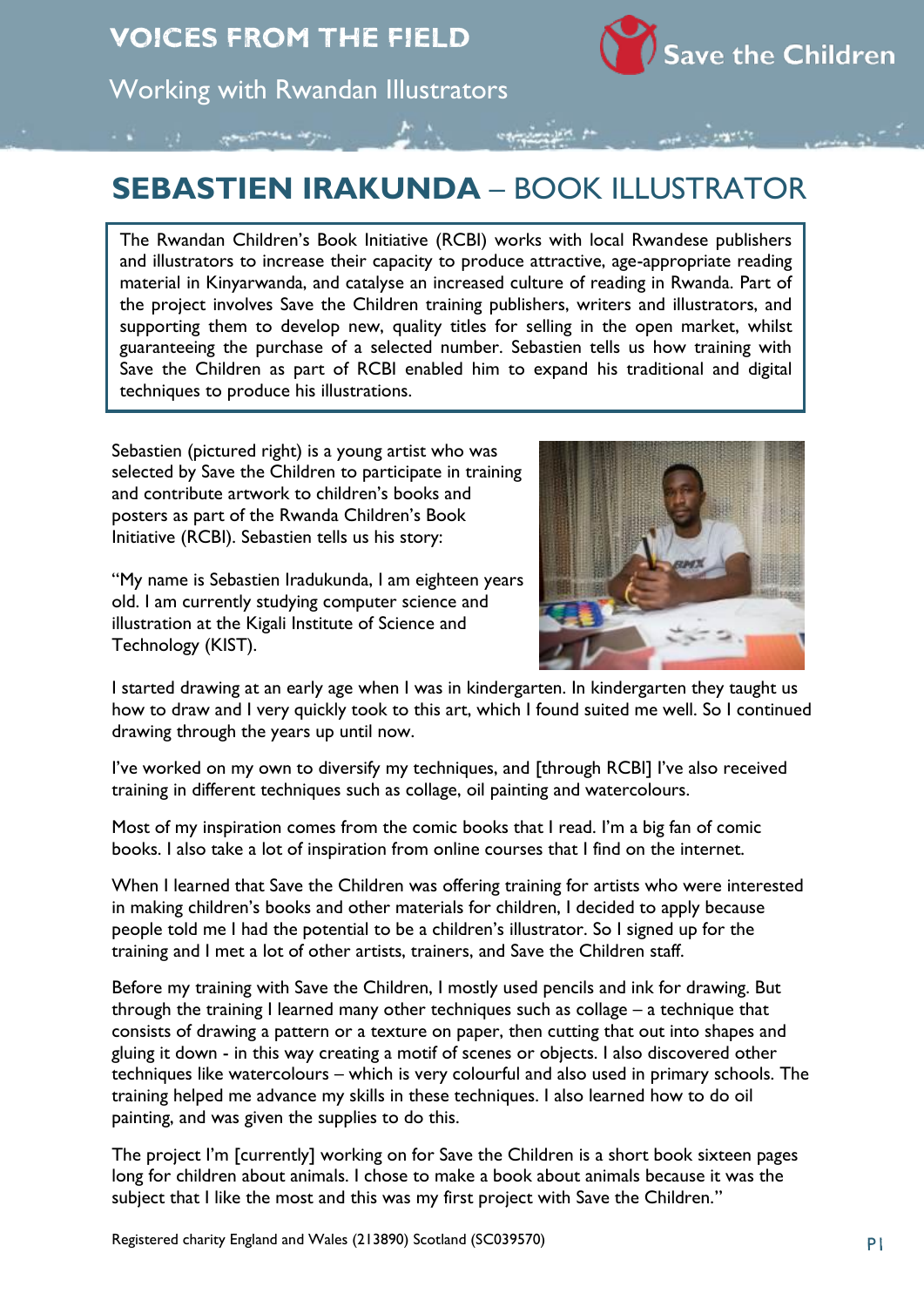VOICES FROM THE FIELD

Working with Rwandan Illustrators

# SEBASTIEN IRAKUNDA – BOOK ILLUSTRATOR

The Rwandan Children's Book Initiative (RCBI) works with local Rwandese publishers and illustrators to increase their capacity to produce attractive, age-appropriate reading material in Kinyarwanda, and catalyse an increased culture of reading in Rwanda. Part of the project involves Save the Children training publishers, writers and illustrators, and supporting them to develop new, quality titles for selling in the open market, whilst guaranteeing the purchase of a selected number. Sebastien tells us how training with Save the Children as part of RCBI enabled him to expand his traditional and digital techniques to produce his illustrations.

Sebastien (pictured right) is a young artist who was selected by Save the Children to participate in training and contribute artwork to children's books and posters as part of the Rwanda Children's Book Initiative (RCBI). Sebastien tells us his story:

"My name is Sebastien Iradukunda, I am eighteen years old. I am currently studying computer science and illustration at the Kigali Institute of Science and Technology (KIST).

I started drawing at an early age when I was in kindergarten. In kindergarten they taught us how to draw and I very quickly took to this art, which I found suited me well. So I continued drawing through the years up until now.

I've worked on my own to diversify my techniques, and [through RCBI] I've also received training in different techniques such as collage, oil painting and watercolours.

Most of my inspiration comes from the comic books that I read. I'm a big fan of comic books. I also take a lot of inspiration from online courses that I find on the internet.

When I learned that Save the Children was offering training for artists who were interested in making children's books and other materials for children, I decided to apply because people told me I had the potential to be a children's illustrator. So I signed up for the training and I met a lot of other artists, trainers, and Save the Children staff.

Before my training with Save the Children, I mostly used pencils and ink for drawing. But through the training I learned many other techniques such as collage – a technique that consists of drawing a pattern or a texture on paper, then cutting that out into shapes and gluing it down - in this way creating a motif of scenes or objects. I also discovered other techniques like watercolours – which is very colourful and also used in primary schools. The training helped me advance my skills in these techniques. I also learned how to do oil painting, and was given the supplies to do this.

The project I'm [currently] working on for Save the Children is a short book sixteen pages long for children about animals. I chose to make a book about animals because it was the subject that I like the most and this was my first project with Save the Children."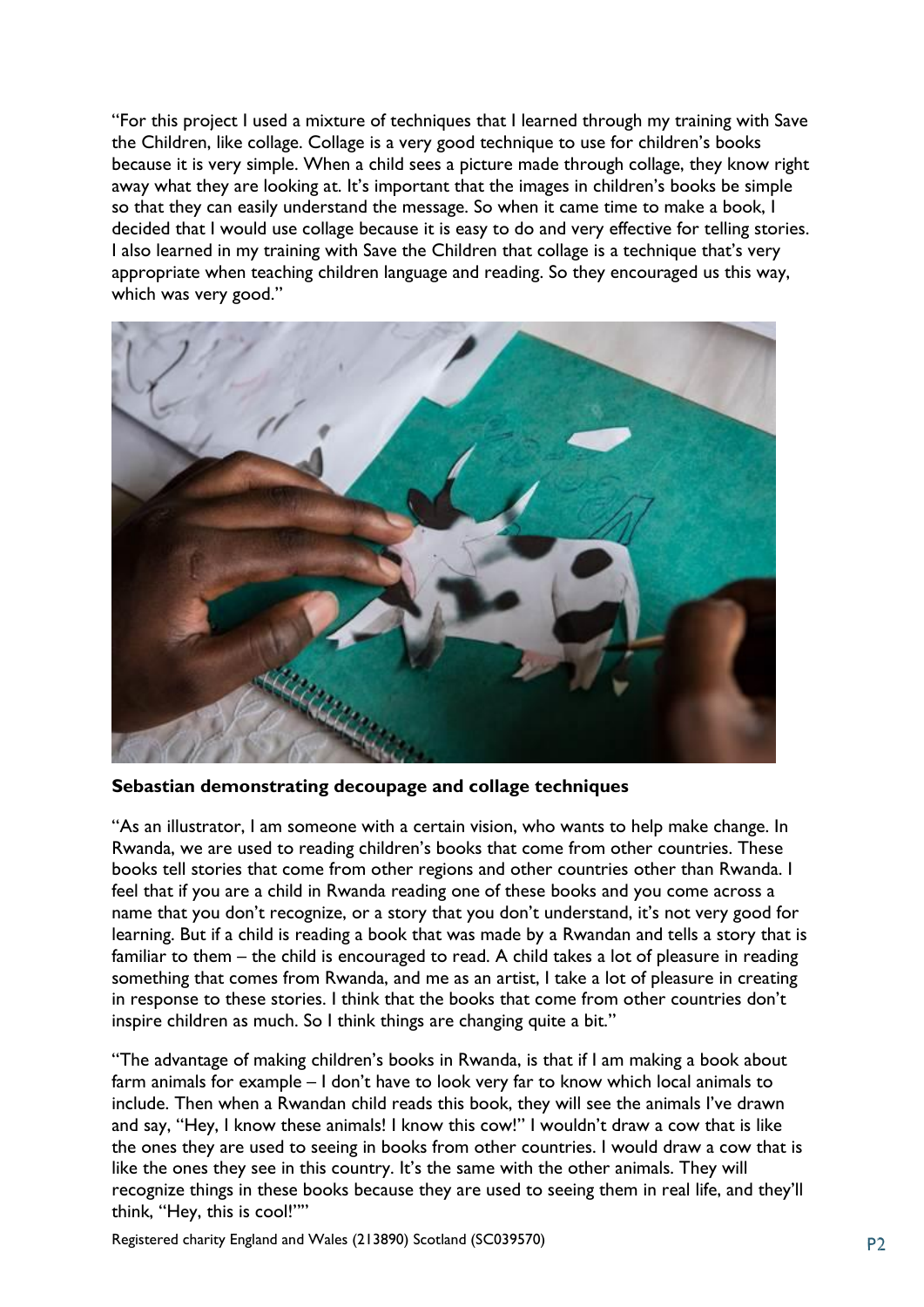"For this project I used a mixture of techniques that I learned through my training with Save the Children, like collage. Collage is a very good technique to use for children's books because it is very simple. When a child sees a picture made through collage, they know right away what they are looking at. It's important that the images in children's books be simple so that they can easily understand the message. So when it came time to make a book, I decided that I would use collage because it is easy to do and very effective for telling stories. I also learned in my training with Save the Children that collage is a technique that's very appropriate when teaching children language and reading. So they encouraged us this way, which was very good."

**Sebastian demonstrating decoupage and collage techniques**

"As an illustrator, I am someone with a certain vision, who wants to help make change. In Rwanda, we are used to reading children's books that come from other countries. These books tell stories that come from other regions and other countries other than Rwanda. I feel that if you are a child in Rwanda reading one of these books and you come across a name that you don't recognize, or a story that you don't understand, it's not very good for learning. But if a child is reading a book that was made by a Rwandan and tells a story that is familiar to them – the child is encouraged to read. A child takes a lot of pleasure in reading something that comes from Rwanda, and me as an artist, I take a lot of pleasure in creating in response to these stories. I think that the books that come from other countries don't inspire children as much. So I think things are changing quite a bit."

"The advantage of making children's books in Rwanda, is that if I am making a book about farm animals for example – I don't have to look very far to know which local animals to include. Then when a Rwandan child reads this book, they will see the animals I've drawn and say, "Hey, I know these animals! I know this cow!" I wouldn't draw a cow that is like the ones they are used to seeing in books from other countries. I would draw a cow that is like the ones they see in this country. It's the same with the other animals. They will recognize things in these books because they are used to seeing them in real life, and they'll think, "Hey, this is cool!""

Registered charity England and Wales (213890) Scotland (SC039570)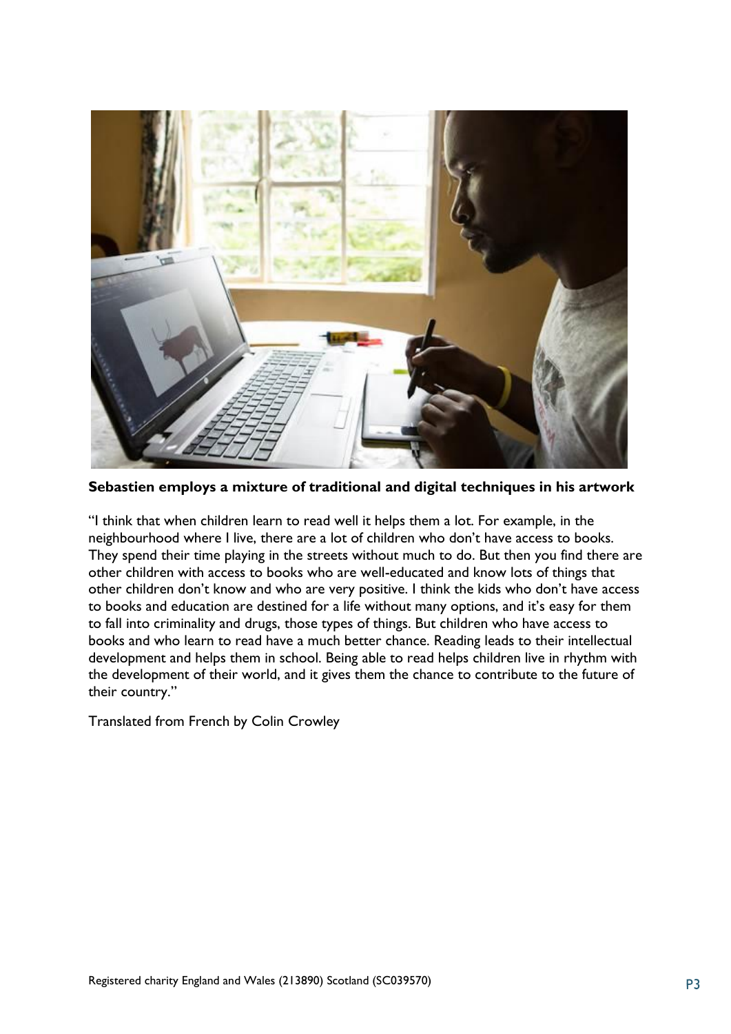**Sebastien employs a mixture of traditional and digital techniques in his artwork**

"I think that when children learn to read well it helps them a lot. For example, in the neighbourhood where I live, there are a lot of children who don't have access to books. They spend their time playing in the streets without much to do. But then you find there are other children with access to books who are well-educated and know lots of things that other children don't know and who are very positive. I think the kids who don't have access to books and education are destined for a life without many options, and it's easy for them to fall into criminality and drugs, those types of things. But children who have access to books and who learn to read have a much better chance. Reading leads to their intellectual development and helps them in school. Being able to read helps children live in rhythm with the development of their world, and it gives them the chance to contribute to the future of their country."

Translated from French by Colin Crowley

Registered charity England and Wales (213890) Scotland (SC039570)